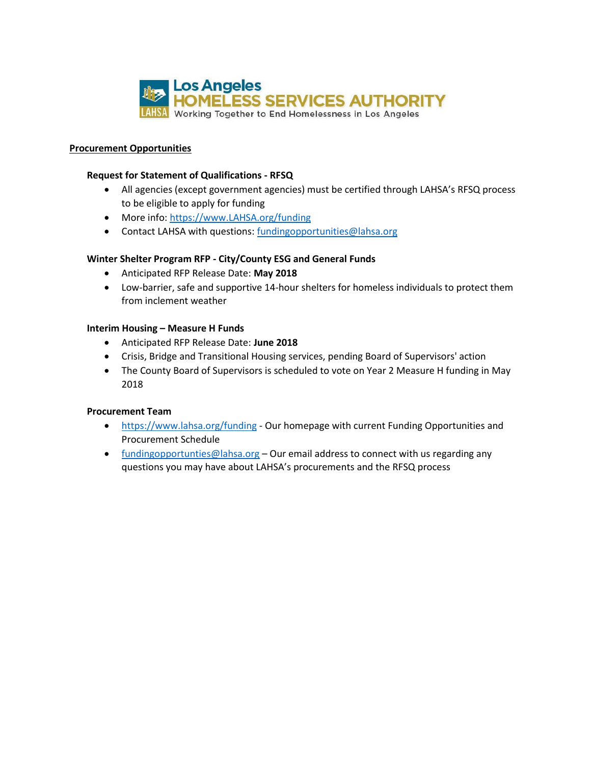Los Angeles
HOMELESS SERVICES AUTHORITY
LAHSA Working Together to End Homelessness in Los Angeles

## Procurement Opportunities

### Request for Statement of Qualifications - RFSQ

- All agencies (except government agencies) must be certified through LAHSA's RFSQ process to be eligible to apply for funding
- More info: https://www.LAHSA.org/funding
- Contact LAHSA with questions: fundingopportunities@lahsa.org

### Winter Shelter Program RFP - City/County ESG and General Funds

- Anticipated RFP Release Date: **May 2018**
- Low-barrier, safe and supportive 14-hour shelters for homeless individuals to protect them from inclement weather

### Interim Housing – Measure H Funds

- Anticipated RFP Release Date: **June 2018**
- Crisis, Bridge and Transitional Housing services, pending Board of Supervisors' action
- The County Board of Supervisors is scheduled to vote on Year 2 Measure H funding in May 2018

### Procurement Team

- https://www.lahsa.org/funding - Our homepage with current Funding Opportunities and Procurement Schedule
- fundingopportunties@lahsa.org – Our email address to connect with us regarding any questions you may have about LAHSA's procurements and the RFSQ process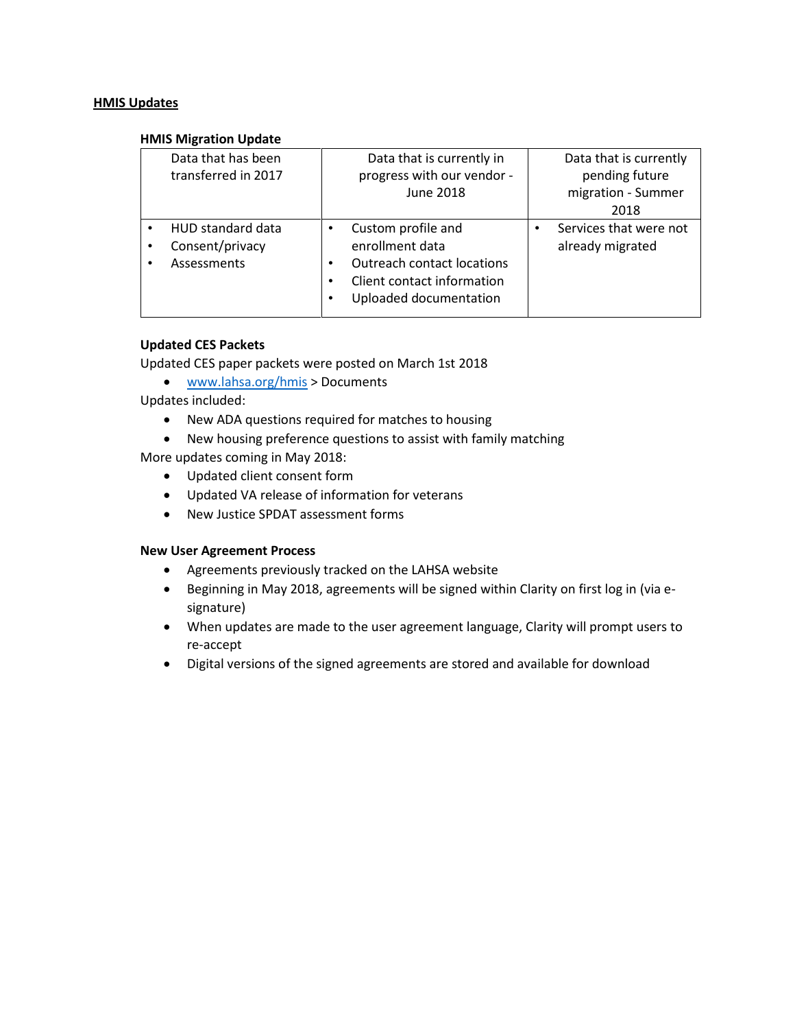## HMIS Updates

### HMIS Migration Update

| Data that has been transferred in 2017 | Data that is currently in progress with our vendor - June 2018 | Data that is currently pending future migration - Summer 2018 |
|---|---|---|
| • HUD standard data<br>• Consent/privacy<br>• Assessments | • Custom profile and enrollment data<br>• Outreach contact locations<br>• Client contact information<br>• Uploaded documentation | • Services that were not already migrated |

### Updated CES Packets

Updated CES paper packets were posted on March 1st 2018

- www.lahsa.org/hmis > Documents

Updates included:

- New ADA questions required for matches to housing
- New housing preference questions to assist with family matching

More updates coming in May 2018:

- Updated client consent form
- Updated VA release of information for veterans
- New Justice SPDAT assessment forms

### New User Agreement Process

- Agreements previously tracked on the LAHSA website
- Beginning in May 2018, agreements will be signed within Clarity on first log in (via e-signature)
- When updates are made to the user agreement language, Clarity will prompt users to re-accept
- Digital versions of the signed agreements are stored and available for download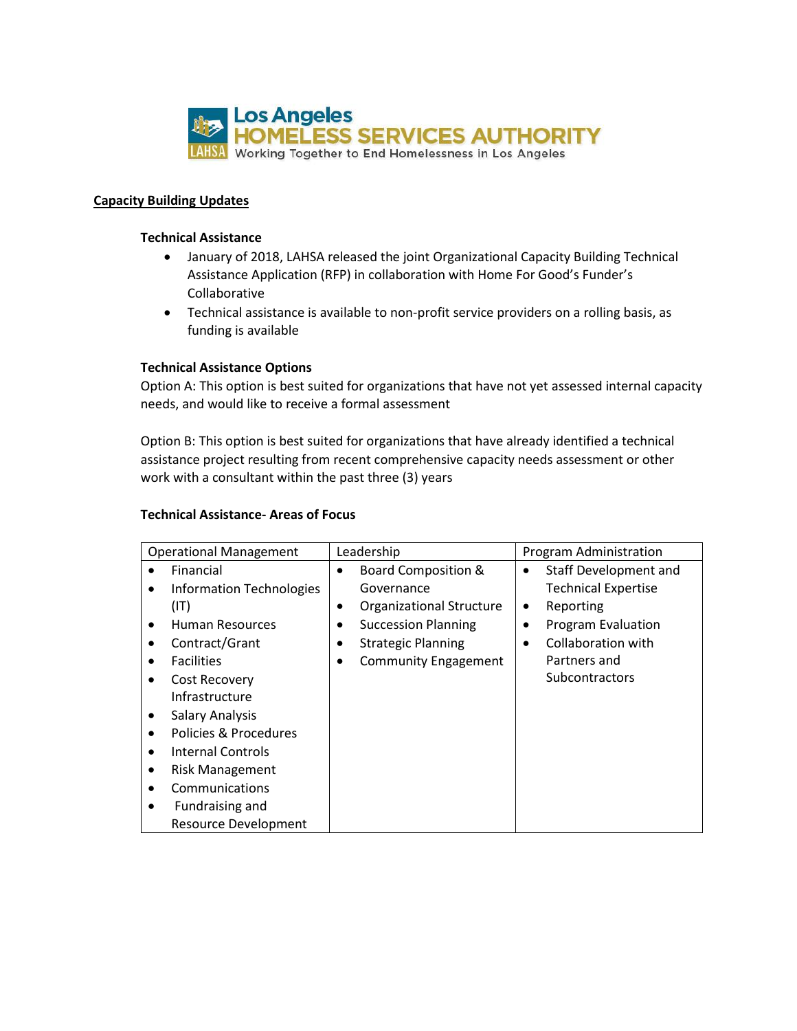**Los Angeles HOMELESS SERVICES AUTHORITY**
Working Together to End Homelessness in Los Angeles

## Capacity Building Updates

### Technical Assistance

- January of 2018, LAHSA released the joint Organizational Capacity Building Technical Assistance Application (RFP) in collaboration with Home For Good's Funder's Collaborative
- Technical assistance is available to non-profit service providers on a rolling basis, as funding is available

### Technical Assistance Options

Option A: This option is best suited for organizations that have not yet assessed internal capacity needs, and would like to receive a formal assessment

Option B: This option is best suited for organizations that have already identified a technical assistance project resulting from recent comprehensive capacity needs assessment or other work with a consultant within the past three (3) years

### Technical Assistance- Areas of Focus

| Operational Management | Leadership | Program Administration |
|---|---|---|
| • Financial<br>• Information Technologies (IT)<br>• Human Resources<br>• Contract/Grant<br>• Facilities<br>• Cost Recovery Infrastructure<br>• Salary Analysis<br>• Policies & Procedures<br>• Internal Controls<br>• Risk Management<br>• Communications<br>• Fundraising and Resource Development | • Board Composition & Governance<br>• Organizational Structure<br>• Succession Planning<br>• Strategic Planning<br>• Community Engagement | • Staff Development and Technical Expertise<br>• Reporting<br>• Program Evaluation<br>• Collaboration with Partners and Subcontractors |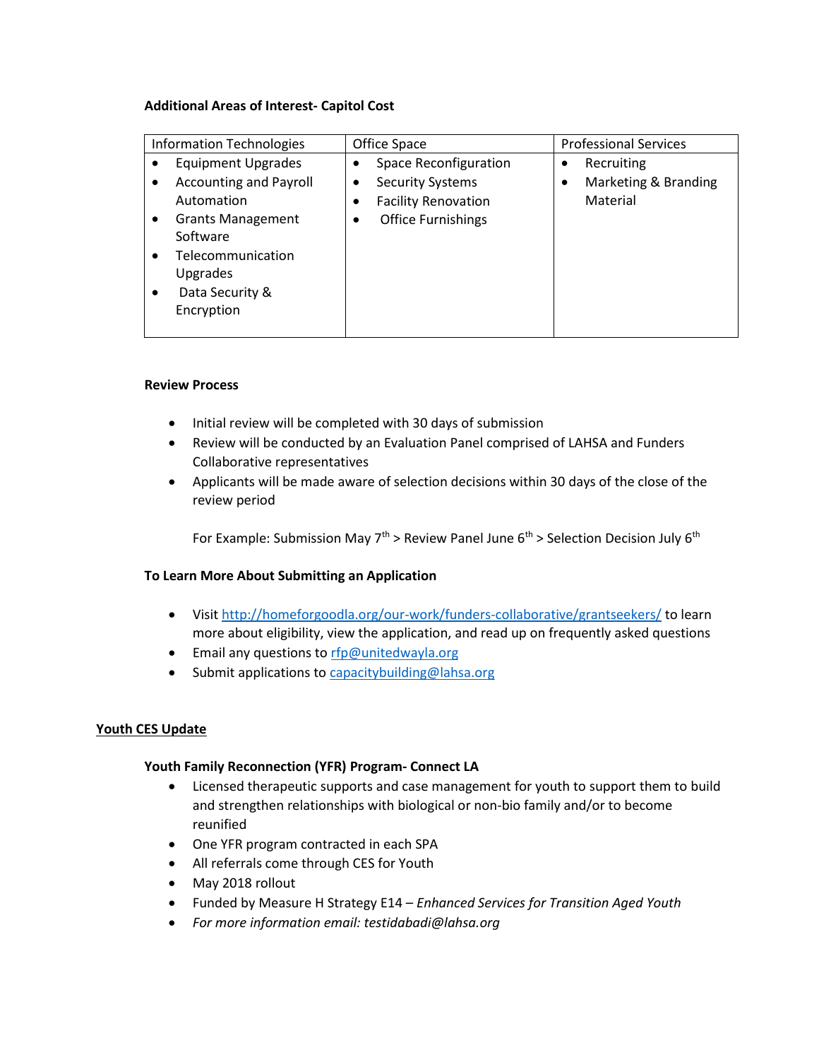**Additional Areas of Interest- Capitol Cost**

| Information Technologies | Office Space | Professional Services |
|---|---|---|
| • Equipment Upgrades<br>• Accounting and Payroll Automation<br>• Grants Management Software<br>• Telecommunication Upgrades<br>• Data Security & Encryption | • Space Reconfiguration<br>• Security Systems<br>• Facility Renovation<br>• Office Furnishings | • Recruiting<br>• Marketing & Branding Material |

**Review Process**

- Initial review will be completed with 30 days of submission
- Review will be conducted by an Evaluation Panel comprised of LAHSA and Funders Collaborative representatives
- Applicants will be made aware of selection decisions within 30 days of the close of the review period

  For Example: Submission May 7th > Review Panel June 6th > Selection Decision July 6th

**To Learn More About Submitting an Application**

- Visit http://homeforgoodla.org/our-work/funders-collaborative/grantseekers/ to learn more about eligibility, view the application, and read up on frequently asked questions
- Email any questions to rfp@unitedwayla.org
- Submit applications to capacitybuilding@lahsa.org

**Youth CES Update**

**Youth Family Reconnection (YFR) Program- Connect LA**

- Licensed therapeutic supports and case management for youth to support them to build and strengthen relationships with biological or non-bio family and/or to become reunified
- One YFR program contracted in each SPA
- All referrals come through CES for Youth
- May 2018 rollout
- Funded by Measure H Strategy E14 – *Enhanced Services for Transition Aged Youth*
- *For more information email: testidabadi@lahsa.org*